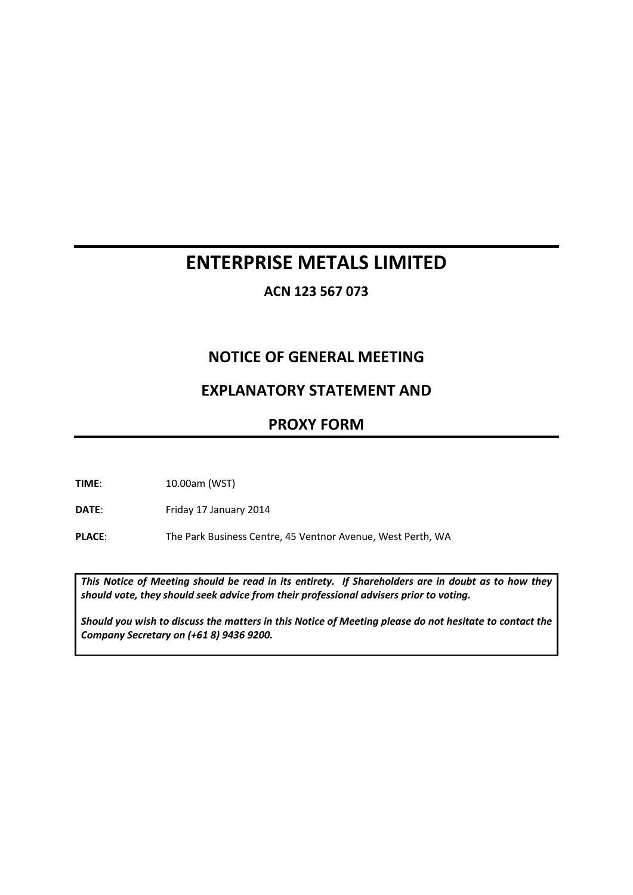# ENTERPRISE METALS LIMITED

**ACN 123 567 073**

## NOTICE OF GENERAL MEETING

## EXPLANATORY STATEMENT AND

## PROXY FORM

**TIME**: 10.00am (WST)

**DATE**: Friday 17 January 2014

**PLACE**: The Park Business Centre, 45 Ventnor Avenue, West Perth, WA

***This Notice of Meeting should be read in its entirety. If Shareholders are in doubt as to how they should vote, they should seek advice from their professional advisers prior to voting.***

***Should you wish to discuss the matters in this Notice of Meeting please do not hesitate to contact the Company Secretary on (+61 8) 9436 9200.***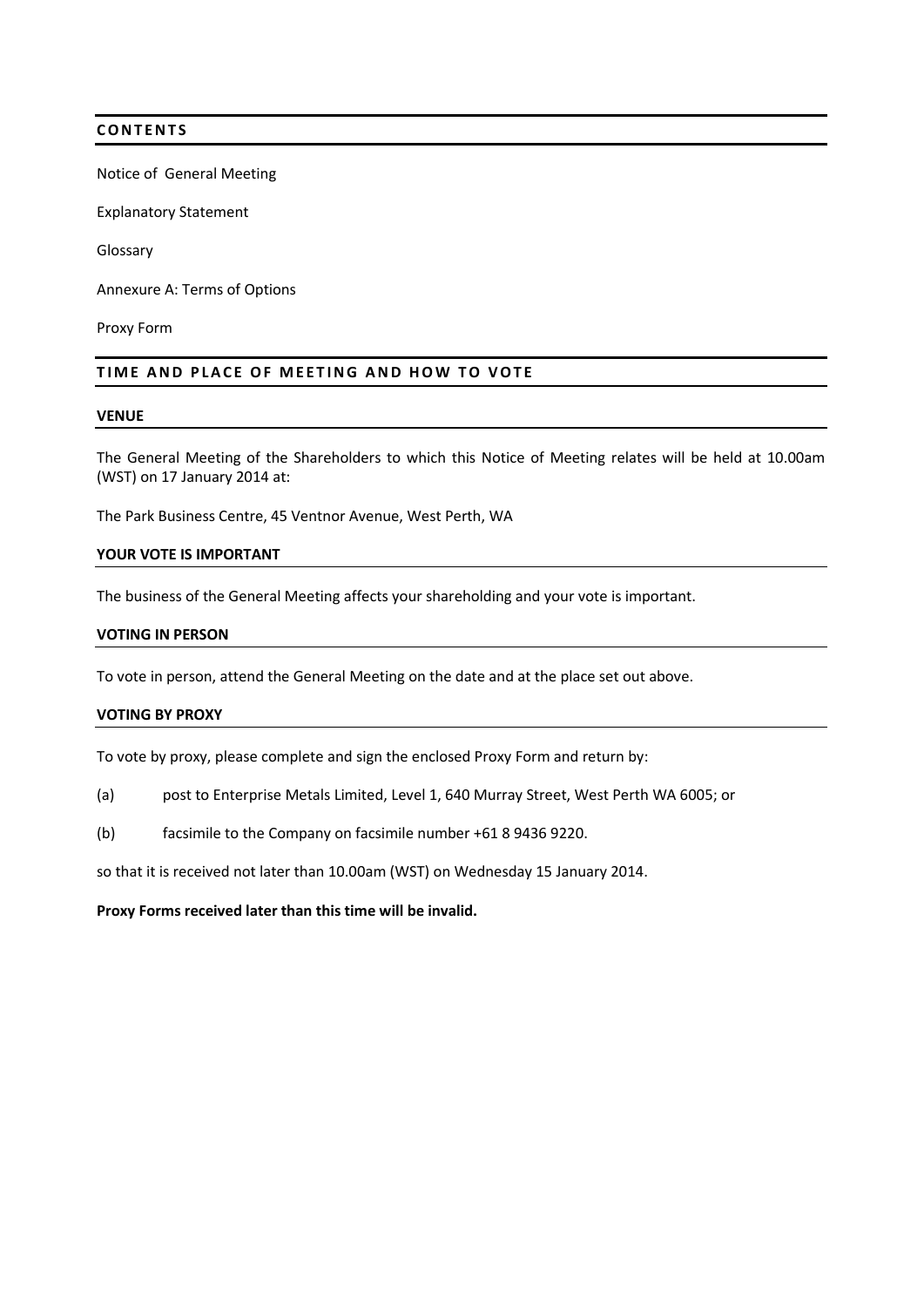## CONTENTS

Notice of General Meeting

Explanatory Statement

Glossary

Annexure A: Terms of Options

Proxy Form

## TIME AND PLACE OF MEETING AND HOW TO VOTE

### VENUE

The General Meeting of the Shareholders to which this Notice of Meeting relates will be held at 10.00am (WST) on 17 January 2014 at:

The Park Business Centre, 45 Ventnor Avenue, West Perth, WA

### YOUR VOTE IS IMPORTANT

The business of the General Meeting affects your shareholding and your vote is important.

### VOTING IN PERSON

To vote in person, attend the General Meeting on the date and at the place set out above.

### VOTING BY PROXY

To vote by proxy, please complete and sign the enclosed Proxy Form and return by:

(a) post to Enterprise Metals Limited, Level 1, 640 Murray Street, West Perth WA 6005; or

(b) facsimile to the Company on facsimile number +61 8 9436 9220.

so that it is received not later than 10.00am (WST) on Wednesday 15 January 2014.

**Proxy Forms received later than this time will be invalid.**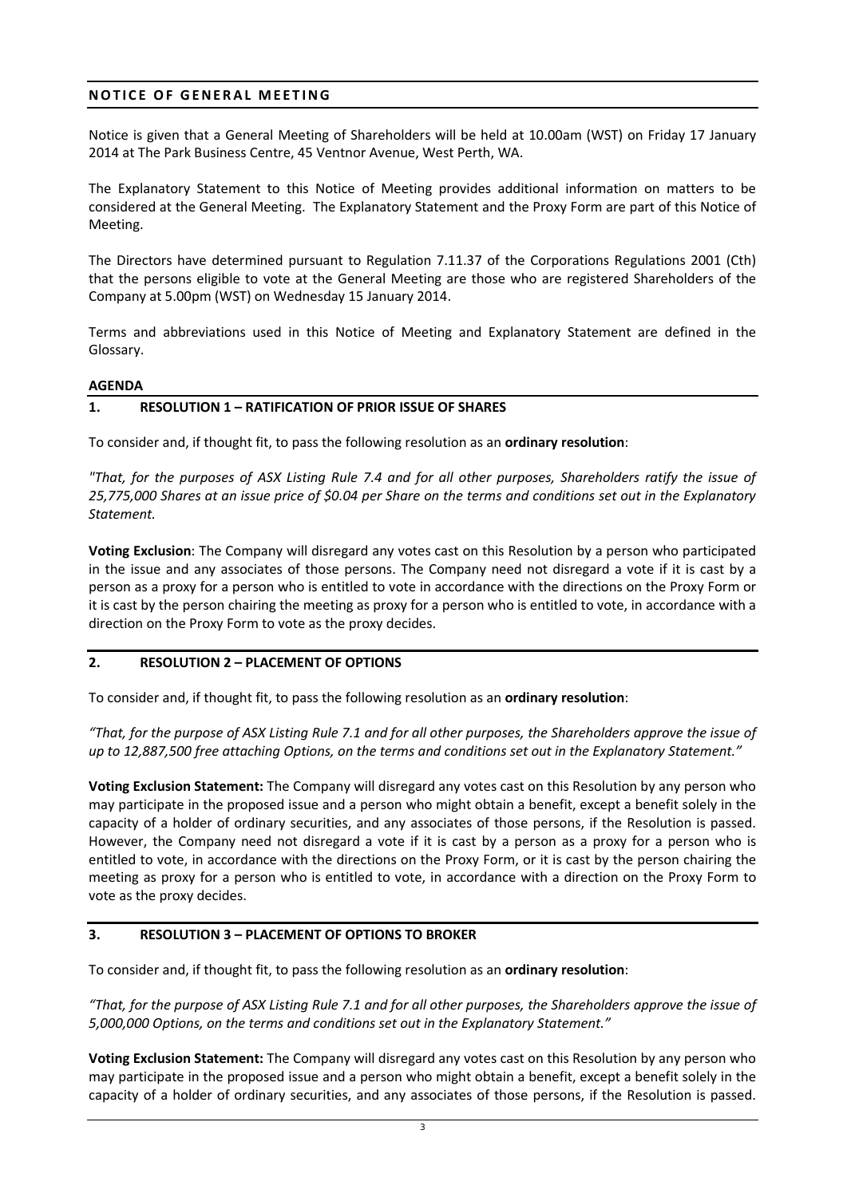## NOTICE OF GENERAL MEETING

Notice is given that a General Meeting of Shareholders will be held at 10.00am (WST) on Friday 17 January 2014 at The Park Business Centre, 45 Ventnor Avenue, West Perth, WA.

The Explanatory Statement to this Notice of Meeting provides additional information on matters to be considered at the General Meeting. The Explanatory Statement and the Proxy Form are part of this Notice of Meeting.

The Directors have determined pursuant to Regulation 7.11.37 of the Corporations Regulations 2001 (Cth) that the persons eligible to vote at the General Meeting are those who are registered Shareholders of the Company at 5.00pm (WST) on Wednesday 15 January 2014.

Terms and abbreviations used in this Notice of Meeting and Explanatory Statement are defined in the Glossary.

**AGENDA**

### 1. RESOLUTION 1 – RATIFICATION OF PRIOR ISSUE OF SHARES

To consider and, if thought fit, to pass the following resolution as an **ordinary resolution**:

*"That, for the purposes of ASX Listing Rule 7.4 and for all other purposes, Shareholders ratify the issue of 25,775,000 Shares at an issue price of $0.04 per Share on the terms and conditions set out in the Explanatory Statement.*

**Voting Exclusion**: The Company will disregard any votes cast on this Resolution by a person who participated in the issue and any associates of those persons. The Company need not disregard a vote if it is cast by a person as a proxy for a person who is entitled to vote in accordance with the directions on the Proxy Form or it is cast by the person chairing the meeting as proxy for a person who is entitled to vote, in accordance with a direction on the Proxy Form to vote as the proxy decides.

### 2. RESOLUTION 2 – PLACEMENT OF OPTIONS

To consider and, if thought fit, to pass the following resolution as an **ordinary resolution**:

*"That, for the purpose of ASX Listing Rule 7.1 and for all other purposes, the Shareholders approve the issue of up to 12,887,500 free attaching Options, on the terms and conditions set out in the Explanatory Statement."*

**Voting Exclusion Statement:** The Company will disregard any votes cast on this Resolution by any person who may participate in the proposed issue and a person who might obtain a benefit, except a benefit solely in the capacity of a holder of ordinary securities, and any associates of those persons, if the Resolution is passed. However, the Company need not disregard a vote if it is cast by a person as a proxy for a person who is entitled to vote, in accordance with the directions on the Proxy Form, or it is cast by the person chairing the meeting as proxy for a person who is entitled to vote, in accordance with a direction on the Proxy Form to vote as the proxy decides.

### 3. RESOLUTION 3 – PLACEMENT OF OPTIONS TO BROKER

To consider and, if thought fit, to pass the following resolution as an **ordinary resolution**:

*"That, for the purpose of ASX Listing Rule 7.1 and for all other purposes, the Shareholders approve the issue of 5,000,000 Options, on the terms and conditions set out in the Explanatory Statement."*

**Voting Exclusion Statement:** The Company will disregard any votes cast on this Resolution by any person who may participate in the proposed issue and a person who might obtain a benefit, except a benefit solely in the capacity of a holder of ordinary securities, and any associates of those persons, if the Resolution is passed.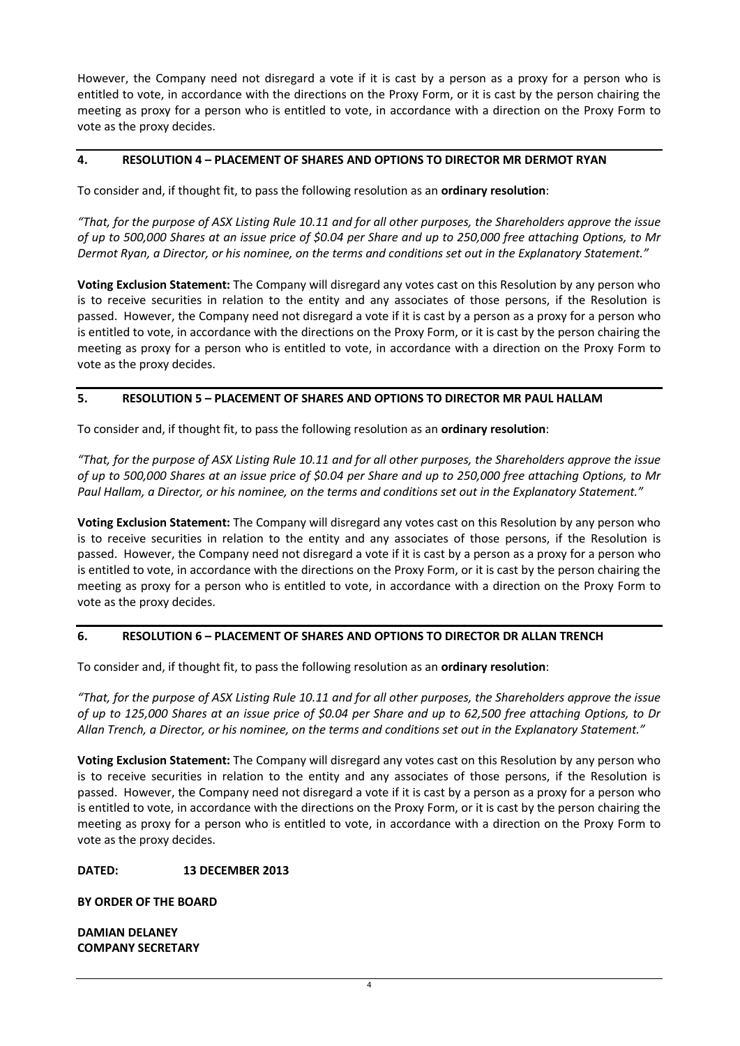However, the Company need not disregard a vote if it is cast by a person as a proxy for a person who is entitled to vote, in accordance with the directions on the Proxy Form, or it is cast by the person chairing the meeting as proxy for a person who is entitled to vote, in accordance with a direction on the Proxy Form to vote as the proxy decides.

## 4. RESOLUTION 4 – PLACEMENT OF SHARES AND OPTIONS TO DIRECTOR MR DERMOT RYAN

To consider and, if thought fit, to pass the following resolution as an **ordinary resolution**:

*"That, for the purpose of ASX Listing Rule 10.11 and for all other purposes, the Shareholders approve the issue of up to 500,000 Shares at an issue price of $0.04 per Share and up to 250,000 free attaching Options, to Mr Dermot Ryan, a Director, or his nominee, on the terms and conditions set out in the Explanatory Statement."*

**Voting Exclusion Statement:** The Company will disregard any votes cast on this Resolution by any person who is to receive securities in relation to the entity and any associates of those persons, if the Resolution is passed. However, the Company need not disregard a vote if it is cast by a person as a proxy for a person who is entitled to vote, in accordance with the directions on the Proxy Form, or it is cast by the person chairing the meeting as proxy for a person who is entitled to vote, in accordance with a direction on the Proxy Form to vote as the proxy decides.

## 5. RESOLUTION 5 – PLACEMENT OF SHARES AND OPTIONS TO DIRECTOR MR PAUL HALLAM

To consider and, if thought fit, to pass the following resolution as an **ordinary resolution**:

*"That, for the purpose of ASX Listing Rule 10.11 and for all other purposes, the Shareholders approve the issue of up to 500,000 Shares at an issue price of $0.04 per Share and up to 250,000 free attaching Options, to Mr Paul Hallam, a Director, or his nominee, on the terms and conditions set out in the Explanatory Statement."*

**Voting Exclusion Statement:** The Company will disregard any votes cast on this Resolution by any person who is to receive securities in relation to the entity and any associates of those persons, if the Resolution is passed. However, the Company need not disregard a vote if it is cast by a person as a proxy for a person who is entitled to vote, in accordance with the directions on the Proxy Form, or it is cast by the person chairing the meeting as proxy for a person who is entitled to vote, in accordance with a direction on the Proxy Form to vote as the proxy decides.

## 6. RESOLUTION 6 – PLACEMENT OF SHARES AND OPTIONS TO DIRECTOR DR ALLAN TRENCH

To consider and, if thought fit, to pass the following resolution as an **ordinary resolution**:

*"That, for the purpose of ASX Listing Rule 10.11 and for all other purposes, the Shareholders approve the issue of up to 125,000 Shares at an issue price of $0.04 per Share and up to 62,500 free attaching Options, to Dr Allan Trench, a Director, or his nominee, on the terms and conditions set out in the Explanatory Statement."*

**Voting Exclusion Statement:** The Company will disregard any votes cast on this Resolution by any person who is to receive securities in relation to the entity and any associates of those persons, if the Resolution is passed. However, the Company need not disregard a vote if it is cast by a person as a proxy for a person who is entitled to vote, in accordance with the directions on the Proxy Form, or it is cast by the person chairing the meeting as proxy for a person who is entitled to vote, in accordance with a direction on the Proxy Form to vote as the proxy decides.

**DATED: 13 DECEMBER 2013**

**BY ORDER OF THE BOARD**

**DAMIAN DELANEY**
**COMPANY SECRETARY**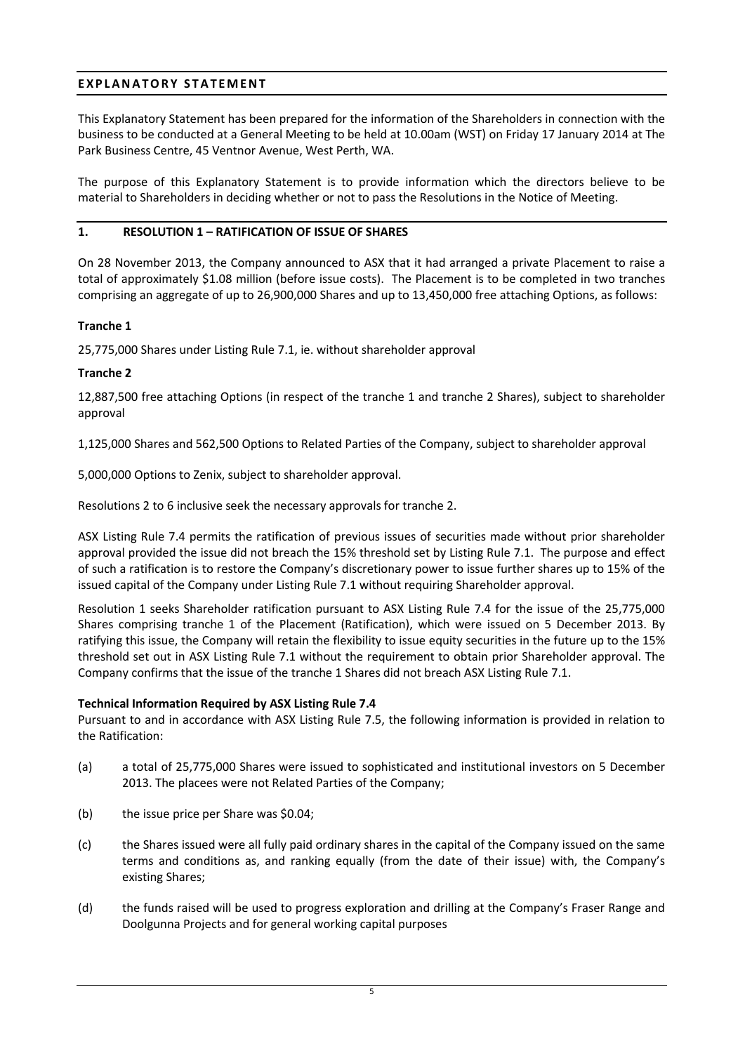## EXPLANATORY STATEMENT

This Explanatory Statement has been prepared for the information of the Shareholders in connection with the business to be conducted at a General Meeting to be held at 10.00am (WST) on Friday 17 January 2014 at The Park Business Centre, 45 Ventnor Avenue, West Perth, WA.

The purpose of this Explanatory Statement is to provide information which the directors believe to be material to Shareholders in deciding whether or not to pass the Resolutions in the Notice of Meeting.

## 1. RESOLUTION 1 – RATIFICATION OF ISSUE OF SHARES

On 28 November 2013, the Company announced to ASX that it had arranged a private Placement to raise a total of approximately $1.08 million (before issue costs). The Placement is to be completed in two tranches comprising an aggregate of up to 26,900,000 Shares and up to 13,450,000 free attaching Options, as follows:

**Tranche 1**

25,775,000 Shares under Listing Rule 7.1, ie. without shareholder approval

**Tranche 2**

12,887,500 free attaching Options (in respect of the tranche 1 and tranche 2 Shares), subject to shareholder approval

1,125,000 Shares and 562,500 Options to Related Parties of the Company, subject to shareholder approval

5,000,000 Options to Zenix, subject to shareholder approval.

Resolutions 2 to 6 inclusive seek the necessary approvals for tranche 2.

ASX Listing Rule 7.4 permits the ratification of previous issues of securities made without prior shareholder approval provided the issue did not breach the 15% threshold set by Listing Rule 7.1. The purpose and effect of such a ratification is to restore the Company's discretionary power to issue further shares up to 15% of the issued capital of the Company under Listing Rule 7.1 without requiring Shareholder approval.

Resolution 1 seeks Shareholder ratification pursuant to ASX Listing Rule 7.4 for the issue of the 25,775,000 Shares comprising tranche 1 of the Placement (Ratification), which were issued on 5 December 2013. By ratifying this issue, the Company will retain the flexibility to issue equity securities in the future up to the 15% threshold set out in ASX Listing Rule 7.1 without the requirement to obtain prior Shareholder approval. The Company confirms that the issue of the tranche 1 Shares did not breach ASX Listing Rule 7.1.

**Technical Information Required by ASX Listing Rule 7.4**

Pursuant to and in accordance with ASX Listing Rule 7.5, the following information is provided in relation to the Ratification:

(a) a total of 25,775,000 Shares were issued to sophisticated and institutional investors on 5 December 2013. The placees were not Related Parties of the Company;

(b) the issue price per Share was $0.04;

(c) the Shares issued were all fully paid ordinary shares in the capital of the Company issued on the same terms and conditions as, and ranking equally (from the date of their issue) with, the Company's existing Shares;

(d) the funds raised will be used to progress exploration and drilling at the Company's Fraser Range and Doolgunna Projects and for general working capital purposes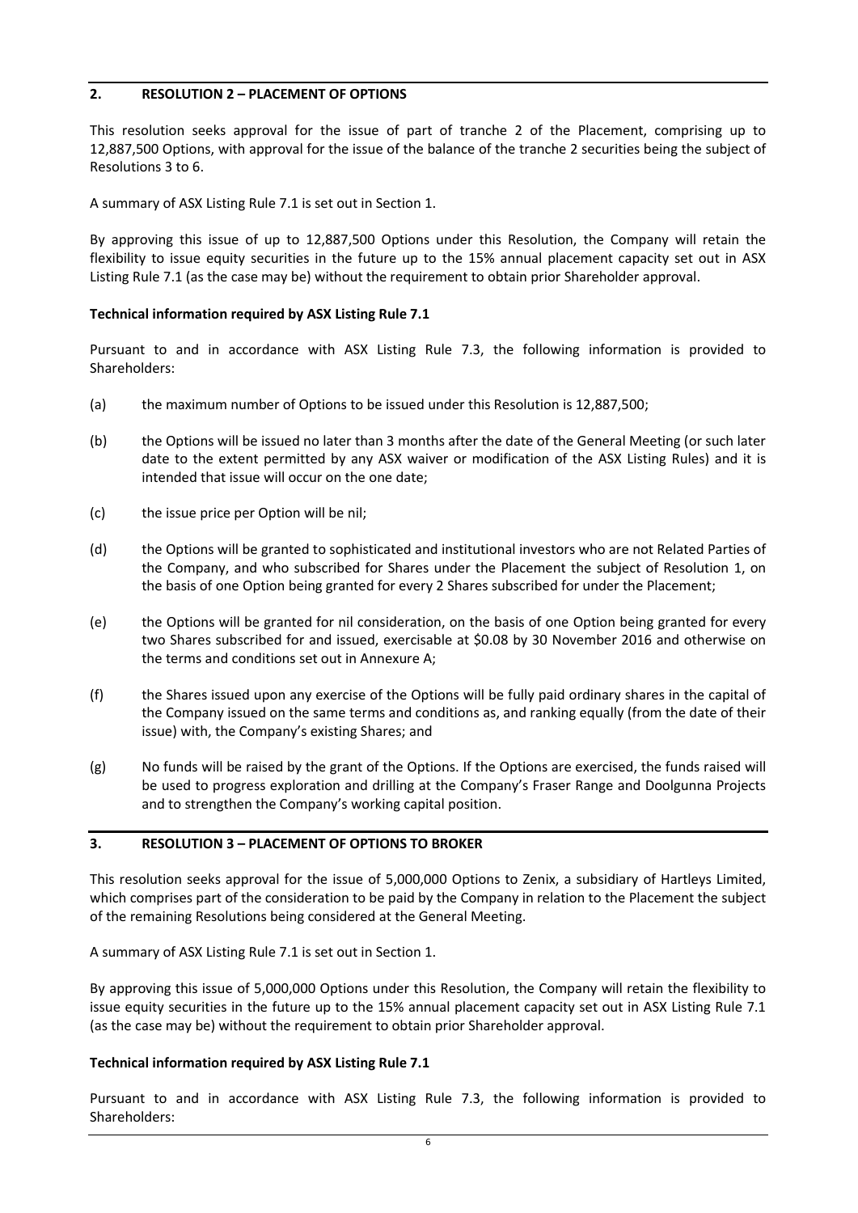## 2. RESOLUTION 2 – PLACEMENT OF OPTIONS

This resolution seeks approval for the issue of part of tranche 2 of the Placement, comprising up to 12,887,500 Options, with approval for the issue of the balance of the tranche 2 securities being the subject of Resolutions 3 to 6.

A summary of ASX Listing Rule 7.1 is set out in Section 1.

By approving this issue of up to 12,887,500 Options under this Resolution, the Company will retain the flexibility to issue equity securities in the future up to the 15% annual placement capacity set out in ASX Listing Rule 7.1 (as the case may be) without the requirement to obtain prior Shareholder approval.

**Technical information required by ASX Listing Rule 7.1**

Pursuant to and in accordance with ASX Listing Rule 7.3, the following information is provided to Shareholders:

(a) the maximum number of Options to be issued under this Resolution is 12,887,500;

(b) the Options will be issued no later than 3 months after the date of the General Meeting (or such later date to the extent permitted by any ASX waiver or modification of the ASX Listing Rules) and it is intended that issue will occur on the one date;

(c) the issue price per Option will be nil;

(d) the Options will be granted to sophisticated and institutional investors who are not Related Parties of the Company, and who subscribed for Shares under the Placement the subject of Resolution 1, on the basis of one Option being granted for every 2 Shares subscribed for under the Placement;

(e) the Options will be granted for nil consideration, on the basis of one Option being granted for every two Shares subscribed for and issued, exercisable at $0.08 by 30 November 2016 and otherwise on the terms and conditions set out in Annexure A;

(f) the Shares issued upon any exercise of the Options will be fully paid ordinary shares in the capital of the Company issued on the same terms and conditions as, and ranking equally (from the date of their issue) with, the Company's existing Shares; and

(g) No funds will be raised by the grant of the Options. If the Options are exercised, the funds raised will be used to progress exploration and drilling at the Company's Fraser Range and Doolgunna Projects and to strengthen the Company's working capital position.

## 3. RESOLUTION 3 – PLACEMENT OF OPTIONS TO BROKER

This resolution seeks approval for the issue of 5,000,000 Options to Zenix, a subsidiary of Hartleys Limited, which comprises part of the consideration to be paid by the Company in relation to the Placement the subject of the remaining Resolutions being considered at the General Meeting.

A summary of ASX Listing Rule 7.1 is set out in Section 1.

By approving this issue of 5,000,000 Options under this Resolution, the Company will retain the flexibility to issue equity securities in the future up to the 15% annual placement capacity set out in ASX Listing Rule 7.1 (as the case may be) without the requirement to obtain prior Shareholder approval.

**Technical information required by ASX Listing Rule 7.1**

Pursuant to and in accordance with ASX Listing Rule 7.3, the following information is provided to Shareholders: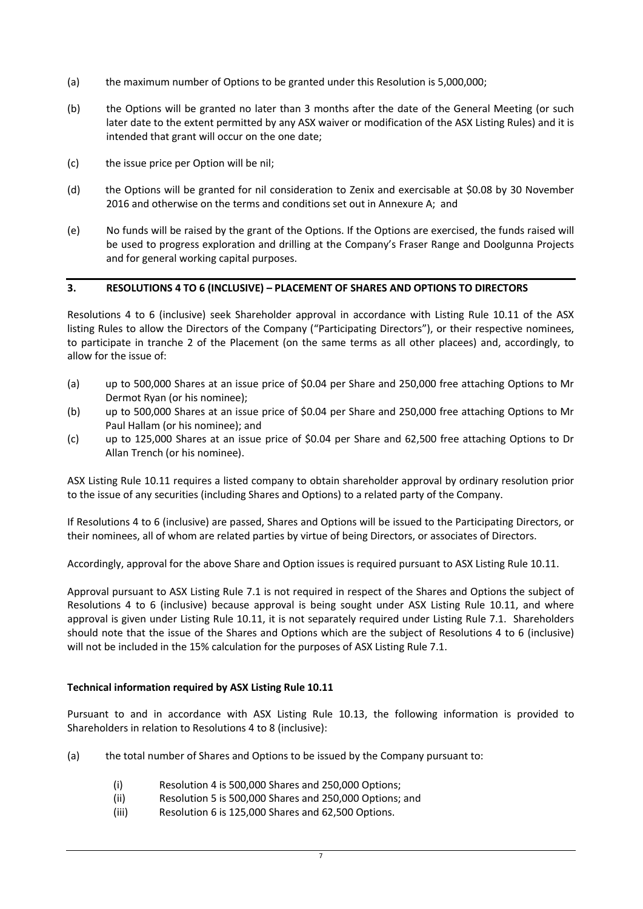(a) the maximum number of Options to be granted under this Resolution is 5,000,000;

(b) the Options will be granted no later than 3 months after the date of the General Meeting (or such later date to the extent permitted by any ASX waiver or modification of the ASX Listing Rules) and it is intended that grant will occur on the one date;

(c) the issue price per Option will be nil;

(d) the Options will be granted for nil consideration to Zenix and exercisable at $0.08 by 30 November 2016 and otherwise on the terms and conditions set out in Annexure A; and

(e) No funds will be raised by the grant of the Options. If the Options are exercised, the funds raised will be used to progress exploration and drilling at the Company's Fraser Range and Doolgunna Projects and for general working capital purposes.

## 3. RESOLUTIONS 4 TO 6 (INCLUSIVE) – PLACEMENT OF SHARES AND OPTIONS TO DIRECTORS

Resolutions 4 to 6 (inclusive) seek Shareholder approval in accordance with Listing Rule 10.11 of the ASX listing Rules to allow the Directors of the Company ("Participating Directors"), or their respective nominees, to participate in tranche 2 of the Placement (on the same terms as all other placees) and, accordingly, to allow for the issue of:

(a) up to 500,000 Shares at an issue price of $0.04 per Share and 250,000 free attaching Options to Mr Dermot Ryan (or his nominee);
(b) up to 500,000 Shares at an issue price of $0.04 per Share and 250,000 free attaching Options to Mr Paul Hallam (or his nominee); and
(c) up to 125,000 Shares at an issue price of $0.04 per Share and 62,500 free attaching Options to Dr Allan Trench (or his nominee).

ASX Listing Rule 10.11 requires a listed company to obtain shareholder approval by ordinary resolution prior to the issue of any securities (including Shares and Options) to a related party of the Company.

If Resolutions 4 to 6 (inclusive) are passed, Shares and Options will be issued to the Participating Directors, or their nominees, all of whom are related parties by virtue of being Directors, or associates of Directors.

Accordingly, approval for the above Share and Option issues is required pursuant to ASX Listing Rule 10.11.

Approval pursuant to ASX Listing Rule 7.1 is not required in respect of the Shares and Options the subject of Resolutions 4 to 6 (inclusive) because approval is being sought under ASX Listing Rule 10.11, and where approval is given under Listing Rule 10.11, it is not separately required under Listing Rule 7.1. Shareholders should note that the issue of the Shares and Options which are the subject of Resolutions 4 to 6 (inclusive) will not be included in the 15% calculation for the purposes of ASX Listing Rule 7.1.

**Technical information required by ASX Listing Rule 10.11**

Pursuant to and in accordance with ASX Listing Rule 10.13, the following information is provided to Shareholders in relation to Resolutions 4 to 8 (inclusive):

(a) the total number of Shares and Options to be issued by the Company pursuant to:

(i) Resolution 4 is 500,000 Shares and 250,000 Options;
(ii) Resolution 5 is 500,000 Shares and 250,000 Options; and
(iii) Resolution 6 is 125,000 Shares and 62,500 Options.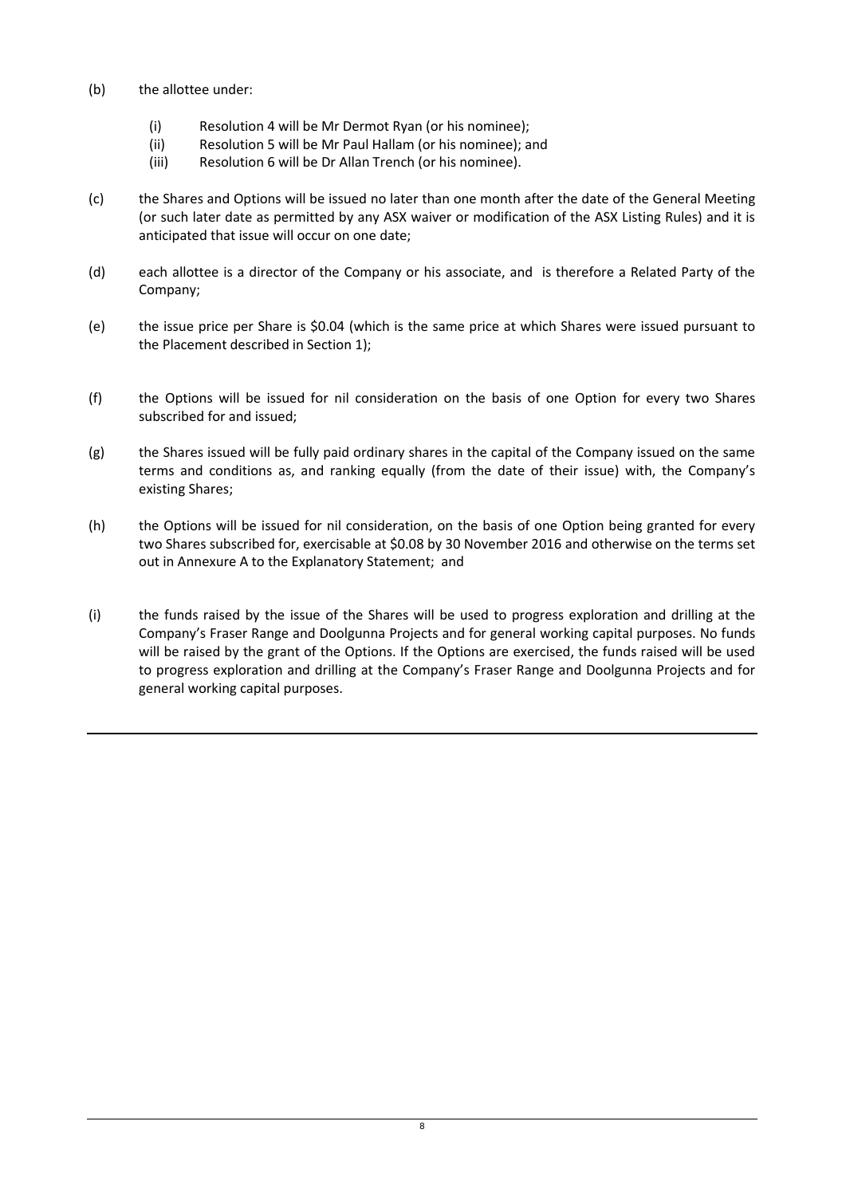(b) the allottee under:

   (i) Resolution 4 will be Mr Dermot Ryan (or his nominee);
   (ii) Resolution 5 will be Mr Paul Hallam (or his nominee); and
   (iii) Resolution 6 will be Dr Allan Trench (or his nominee).

(c) the Shares and Options will be issued no later than one month after the date of the General Meeting (or such later date as permitted by any ASX waiver or modification of the ASX Listing Rules) and it is anticipated that issue will occur on one date;

(d) each allottee is a director of the Company or his associate, and is therefore a Related Party of the Company;

(e) the issue price per Share is $0.04 (which is the same price at which Shares were issued pursuant to the Placement described in Section 1);

(f) the Options will be issued for nil consideration on the basis of one Option for every two Shares subscribed for and issued;

(g) the Shares issued will be fully paid ordinary shares in the capital of the Company issued on the same terms and conditions as, and ranking equally (from the date of their issue) with, the Company's existing Shares;

(h) the Options will be issued for nil consideration, on the basis of one Option being granted for every two Shares subscribed for, exercisable at $0.08 by 30 November 2016 and otherwise on the terms set out in Annexure A to the Explanatory Statement; and

(i) the funds raised by the issue of the Shares will be used to progress exploration and drilling at the Company's Fraser Range and Doolgunna Projects and for general working capital purposes. No funds will be raised by the grant of the Options. If the Options are exercised, the funds raised will be used to progress exploration and drilling at the Company's Fraser Range and Doolgunna Projects and for general working capital purposes.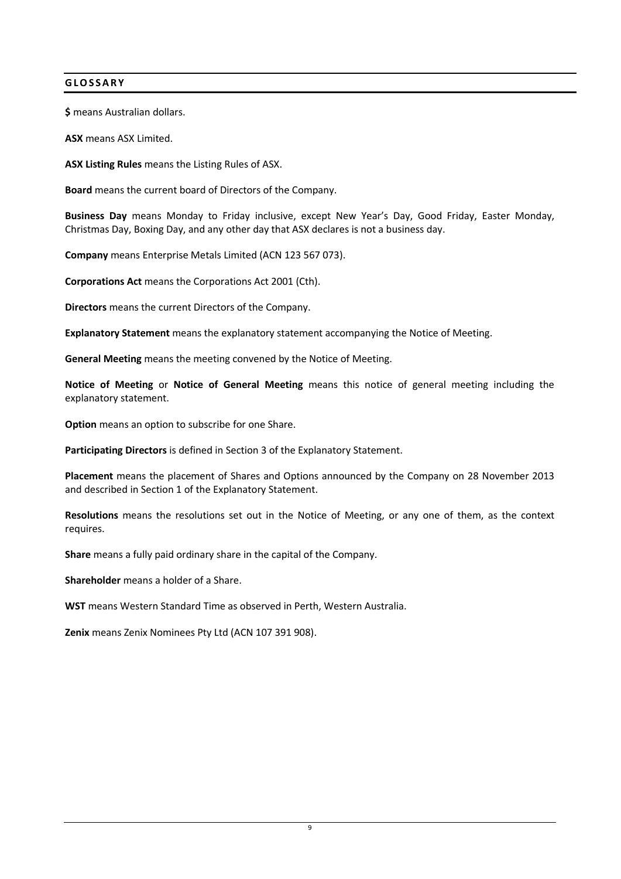## GLOSSARY

**$** means Australian dollars.

**ASX** means ASX Limited.

**ASX Listing Rules** means the Listing Rules of ASX.

**Board** means the current board of Directors of the Company.

**Business Day** means Monday to Friday inclusive, except New Year's Day, Good Friday, Easter Monday, Christmas Day, Boxing Day, and any other day that ASX declares is not a business day.

**Company** means Enterprise Metals Limited (ACN 123 567 073).

**Corporations Act** means the Corporations Act 2001 (Cth).

**Directors** means the current Directors of the Company.

**Explanatory Statement** means the explanatory statement accompanying the Notice of Meeting.

**General Meeting** means the meeting convened by the Notice of Meeting.

**Notice of Meeting** or **Notice of General Meeting** means this notice of general meeting including the explanatory statement.

**Option** means an option to subscribe for one Share.

**Participating Directors** is defined in Section 3 of the Explanatory Statement.

**Placement** means the placement of Shares and Options announced by the Company on 28 November 2013 and described in Section 1 of the Explanatory Statement.

**Resolutions** means the resolutions set out in the Notice of Meeting, or any one of them, as the context requires.

**Share** means a fully paid ordinary share in the capital of the Company.

**Shareholder** means a holder of a Share.

**WST** means Western Standard Time as observed in Perth, Western Australia.

**Zenix** means Zenix Nominees Pty Ltd (ACN 107 391 908).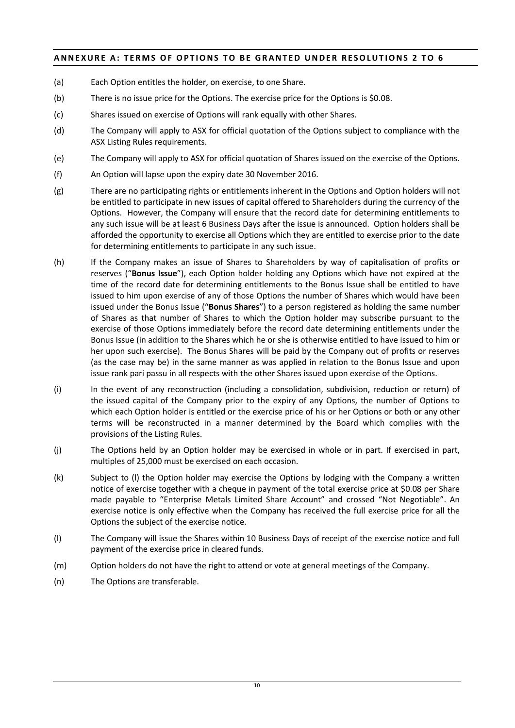## ANNEXURE A: TERMS OF OPTIONS TO BE GRANTED UNDER RESOLUTIONS 2 TO 6

(a) Each Option entitles the holder, on exercise, to one Share.

(b) There is no issue price for the Options. The exercise price for the Options is $0.08.

(c) Shares issued on exercise of Options will rank equally with other Shares.

(d) The Company will apply to ASX for official quotation of the Options subject to compliance with the ASX Listing Rules requirements.

(e) The Company will apply to ASX for official quotation of Shares issued on the exercise of the Options.

(f) An Option will lapse upon the expiry date 30 November 2016.

(g) There are no participating rights or entitlements inherent in the Options and Option holders will not be entitled to participate in new issues of capital offered to Shareholders during the currency of the Options. However, the Company will ensure that the record date for determining entitlements to any such issue will be at least 6 Business Days after the issue is announced. Option holders shall be afforded the opportunity to exercise all Options which they are entitled to exercise prior to the date for determining entitlements to participate in any such issue.

(h) If the Company makes an issue of Shares to Shareholders by way of capitalisation of profits or reserves ("**Bonus Issue**"), each Option holder holding any Options which have not expired at the time of the record date for determining entitlements to the Bonus Issue shall be entitled to have issued to him upon exercise of any of those Options the number of Shares which would have been issued under the Bonus Issue ("**Bonus Shares**") to a person registered as holding the same number of Shares as that number of Shares to which the Option holder may subscribe pursuant to the exercise of those Options immediately before the record date determining entitlements under the Bonus Issue (in addition to the Shares which he or she is otherwise entitled to have issued to him or her upon such exercise). The Bonus Shares will be paid by the Company out of profits or reserves (as the case may be) in the same manner as was applied in relation to the Bonus Issue and upon issue rank pari passu in all respects with the other Shares issued upon exercise of the Options.

(i) In the event of any reconstruction (including a consolidation, subdivision, reduction or return) of the issued capital of the Company prior to the expiry of any Options, the number of Options to which each Option holder is entitled or the exercise price of his or her Options or both or any other terms will be reconstructed in a manner determined by the Board which complies with the provisions of the Listing Rules.

(j) The Options held by an Option holder may be exercised in whole or in part. If exercised in part, multiples of 25,000 must be exercised on each occasion.

(k) Subject to (l) the Option holder may exercise the Options by lodging with the Company a written notice of exercise together with a cheque in payment of the total exercise price at $0.08 per Share made payable to "Enterprise Metals Limited Share Account" and crossed "Not Negotiable". An exercise notice is only effective when the Company has received the full exercise price for all the Options the subject of the exercise notice.

(l) The Company will issue the Shares within 10 Business Days of receipt of the exercise notice and full payment of the exercise price in cleared funds.

(m) Option holders do not have the right to attend or vote at general meetings of the Company.

(n) The Options are transferable.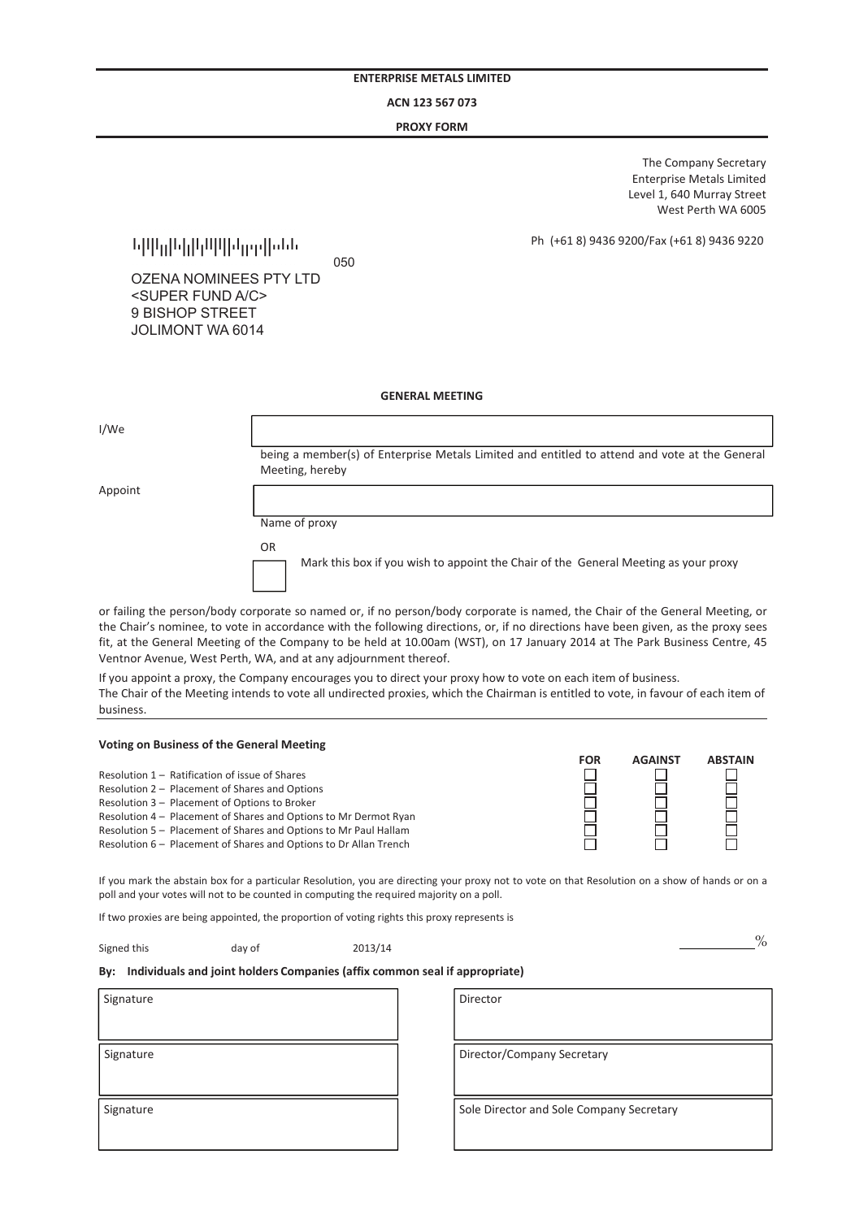**ENTERPRISE METALS LIMITED**

**ACN 123 567 073**

**PROXY FORM**

The Company Secretary
Enterprise Metals Limited
Level 1, 640 Murray Street
West Perth WA 6005

Ph (+61 8) 9436 9200/Fax (+61 8) 9436 9220

050

OZENA NOMINEES PTY LTD
<SUPER FUND A/C>
9 BISHOP STREET
JOLIMONT WA 6014

**GENERAL MEETING**

I/We ____________________

being a member(s) of Enterprise Metals Limited and entitled to attend and vote at the General Meeting, hereby

Appoint ____________________

Name of proxy

OR

☐ Mark this box if you wish to appoint the Chair of the General Meeting as your proxy

or failing the person/body corporate so named or, if no person/body corporate is named, the Chair of the General Meeting, or the Chair's nominee, to vote in accordance with the following directions, or, if no directions have been given, as the proxy sees fit, at the General Meeting of the Company to be held at 10.00am (WST), on 17 January 2014 at The Park Business Centre, 45 Ventnor Avenue, West Perth, WA, and at any adjournment thereof.

If you appoint a proxy, the Company encourages you to direct your proxy how to vote on each item of business.
The Chair of the Meeting intends to vote all undirected proxies, which the Chairman is entitled to vote, in favour of each item of business.

**Voting on Business of the General Meeting**

| | FOR | AGAINST | ABSTAIN |
|---|---|---|---|
| Resolution 1 – Ratification of issue of Shares | ☐ | ☐ | ☐ |
| Resolution 2 – Placement of Shares and Options | ☐ | ☐ | ☐ |
| Resolution 3 – Placement of Options to Broker | ☐ | ☐ | ☐ |
| Resolution 4 – Placement of Shares and Options to Mr Dermot Ryan | ☐ | ☐ | ☐ |
| Resolution 5 – Placement of Shares and Options to Mr Paul Hallam | ☐ | ☐ | ☐ |
| Resolution 6 – Placement of Shares and Options to Dr Allan Trench | ☐ | ☐ | ☐ |

If you mark the abstain box for a particular Resolution, you are directing your proxy not to vote on that Resolution on a show of hands or on a poll and your votes will not to be counted in computing the required majority on a poll.

If two proxies are being appointed, the proportion of voting rights this proxy represents is ________%

Signed this ______ day of ______ 2013/14

**By: Individuals and joint holders Companies (affix common seal if appropriate)**

| Individuals and joint holders | Companies |
|---|---|
| Signature | Director |
| Signature | Director/Company Secretary |
| Signature | Sole Director and Sole Company Secretary |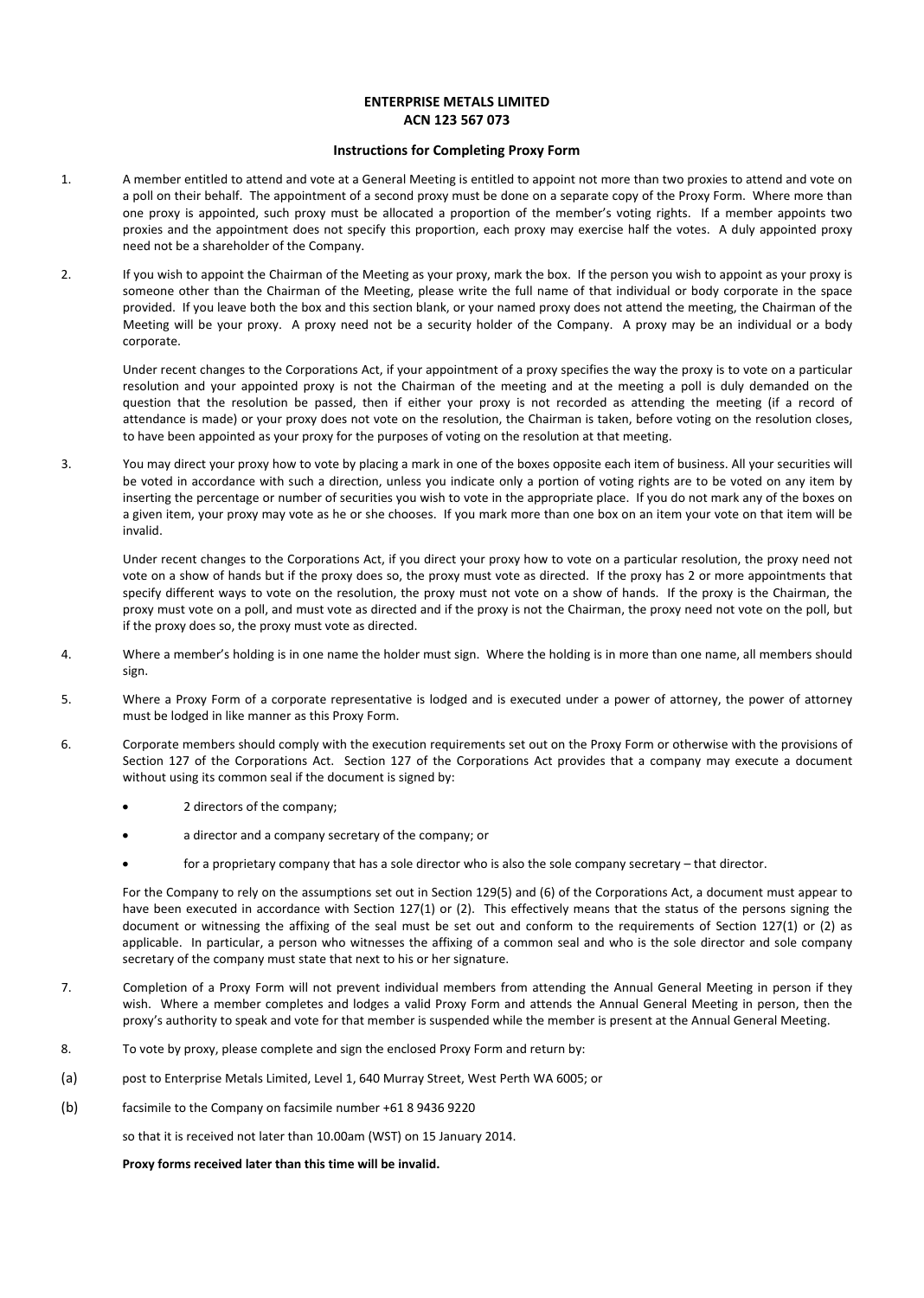**ENTERPRISE METALS LIMITED**
**ACN 123 567 073**

**Instructions for Completing Proxy Form**

1. A member entitled to attend and vote at a General Meeting is entitled to appoint not more than two proxies to attend and vote on a poll on their behalf. The appointment of a second proxy must be done on a separate copy of the Proxy Form. Where more than one proxy is appointed, such proxy must be allocated a proportion of the member's voting rights. If a member appoints two proxies and the appointment does not specify this proportion, each proxy may exercise half the votes. A duly appointed proxy need not be a shareholder of the Company.

2. If you wish to appoint the Chairman of the Meeting as your proxy, mark the box. If the person you wish to appoint as your proxy is someone other than the Chairman of the Meeting, please write the full name of that individual or body corporate in the space provided. If you leave both the box and this section blank, or your named proxy does not attend the meeting, the Chairman of the Meeting will be your proxy. A proxy need not be a security holder of the Company. A proxy may be an individual or a body corporate.

   Under recent changes to the Corporations Act, if your appointment of a proxy specifies the way the proxy is to vote on a particular resolution and your appointed proxy is not the Chairman of the meeting and at the meeting a poll is duly demanded on the question that the resolution be passed, then if either your proxy is not recorded as attending the meeting (if a record of attendance is made) or your proxy does not vote on the resolution, the Chairman is taken, before voting on the resolution closes, to have been appointed as your proxy for the purposes of voting on the resolution at that meeting.

3. You may direct your proxy how to vote by placing a mark in one of the boxes opposite each item of business. All your securities will be voted in accordance with such a direction, unless you indicate only a portion of voting rights are to be voted on any item by inserting the percentage or number of securities you wish to vote in the appropriate place. If you do not mark any of the boxes on a given item, your proxy may vote as he or she chooses. If you mark more than one box on an item your vote on that item will be invalid.

   Under recent changes to the Corporations Act, if you direct your proxy how to vote on a particular resolution, the proxy need not vote on a show of hands but if the proxy does so, the proxy must vote as directed. If the proxy has 2 or more appointments that specify different ways to vote on the resolution, the proxy must not vote on a show of hands. If the proxy is the Chairman, the proxy must vote on a poll, and must vote as directed and if the proxy is not the Chairman, the proxy need not vote on the poll, but if the proxy does so, the proxy must vote as directed.

4. Where a member's holding is in one name the holder must sign. Where the holding is in more than one name, all members should sign.

5. Where a Proxy Form of a corporate representative is lodged and is executed under a power of attorney, the power of attorney must be lodged in like manner as this Proxy Form.

6. Corporate members should comply with the execution requirements set out on the Proxy Form or otherwise with the provisions of Section 127 of the Corporations Act. Section 127 of the Corporations Act provides that a company may execute a document without using its common seal if the document is signed by:

   - 2 directors of the company;
   - a director and a company secretary of the company; or
   - for a proprietary company that has a sole director who is also the sole company secretary – that director.

   For the Company to rely on the assumptions set out in Section 129(5) and (6) of the Corporations Act, a document must appear to have been executed in accordance with Section 127(1) or (2). This effectively means that the status of the persons signing the document or witnessing the affixing of the seal must be set out and conform to the requirements of Section 127(1) or (2) as applicable. In particular, a person who witnesses the affixing of a common seal and who is the sole director and sole company secretary of the company must state that next to his or her signature.

7. Completion of a Proxy Form will not prevent individual members from attending the Annual General Meeting in person if they wish. Where a member completes and lodges a valid Proxy Form and attends the Annual General Meeting in person, then the proxy's authority to speak and vote for that member is suspended while the member is present at the Annual General Meeting.

8. To vote by proxy, please complete and sign the enclosed Proxy Form and return by:

(a) post to Enterprise Metals Limited, Level 1, 640 Murray Street, West Perth WA 6005; or

(b) facsimile to the Company on facsimile number +61 8 9436 9220

so that it is received not later than 10.00am (WST) on 15 January 2014.

**Proxy forms received later than this time will be invalid.**